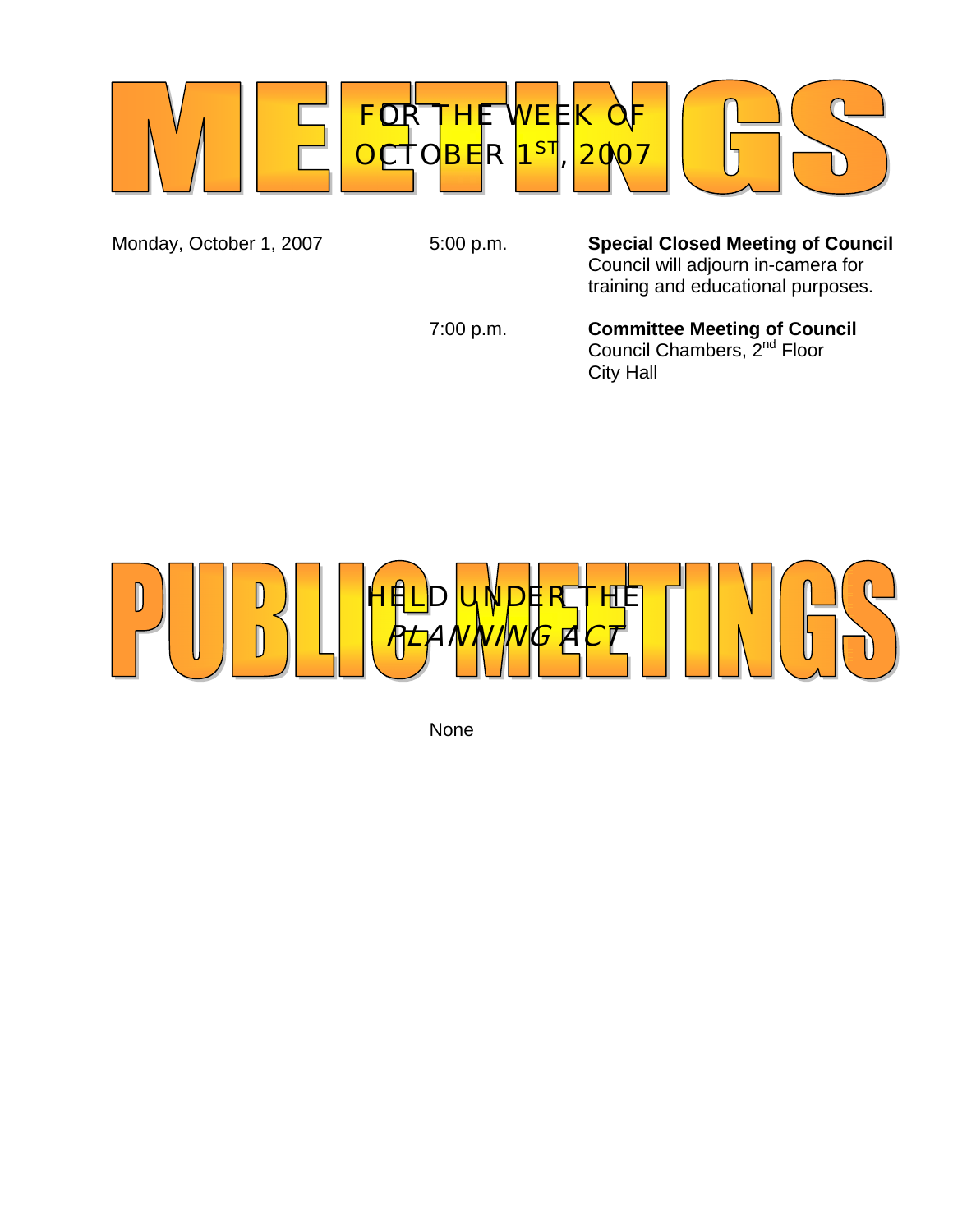# MEETINGS

## FOR THE WEEK OF OCTOBER 1ST, 2007

| | | |
|---|---|---|
| Monday, October 1, 2007 | 5:00 p.m. | **Special Closed Meeting of Council**<br>Council will adjourn in-camera for training and educational purposes. |
| | 7:00 p.m. | **Committee Meeting of Council**<br>Council Chambers, 2nd Floor<br>City Hall |

# PUBLIC MEETINGS

## HELD UNDER THE *PLANNING ACT*

None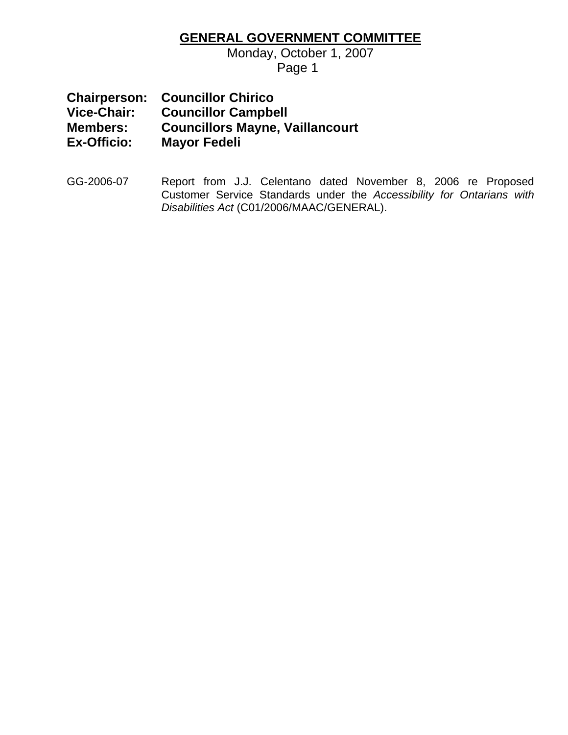# GENERAL GOVERNMENT COMMITTEE

Monday, October 1, 2007

**Chairperson:** **Councillor Chirico**
**Vice-Chair:** **Councillor Campbell**
**Members:** **Councillors Mayne, Vaillancourt**
**Ex-Officio:** **Mayor Fedeli**

GG-2006-07 Report from J.J. Celentano dated November 8, 2006 re Proposed Customer Service Standards under the *Accessibility for Ontarians with Disabilities Act* (C01/2006/MAAC/GENERAL).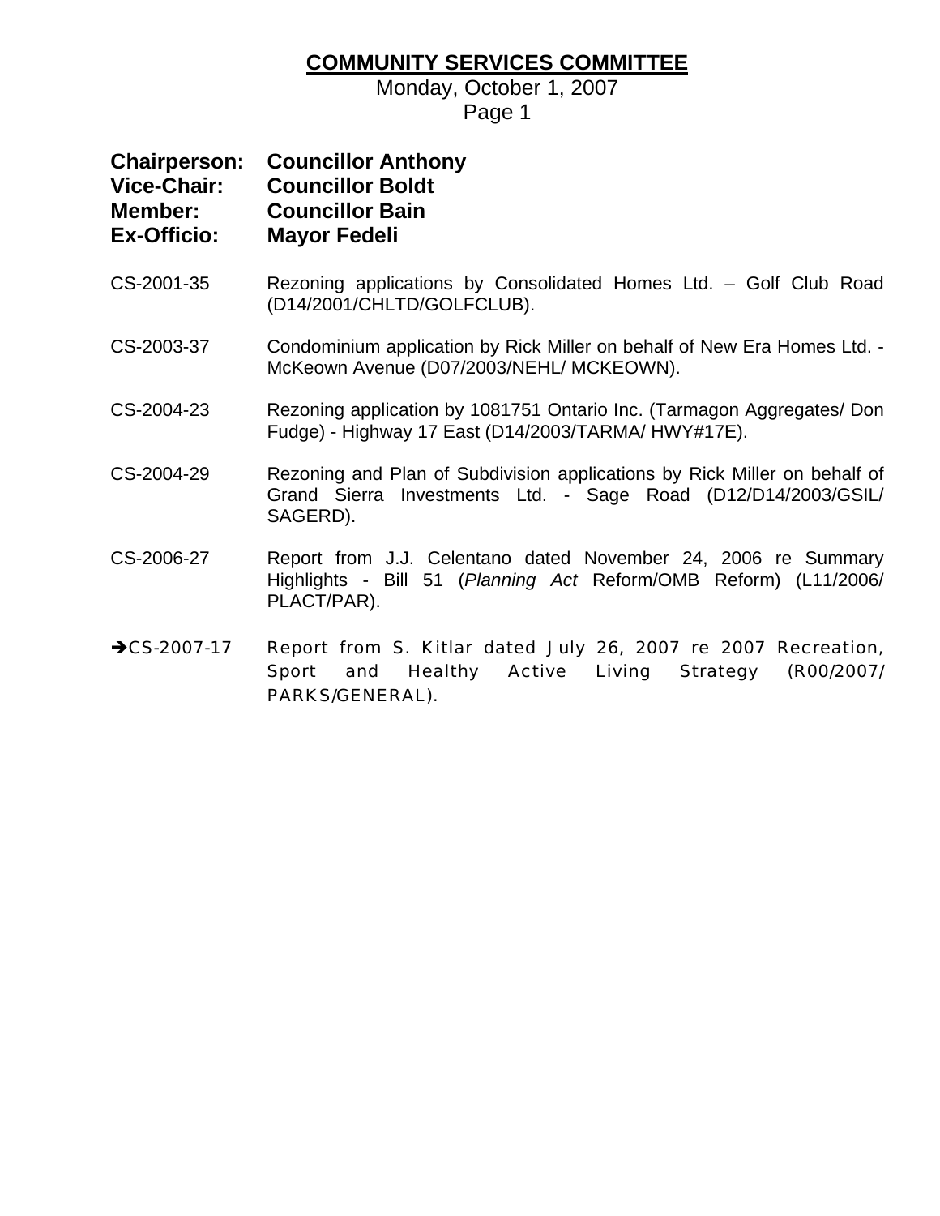# COMMUNITY SERVICES COMMITTEE

Monday, October 1, 2007

**Chairperson:** **Councillor Anthony**
**Vice-Chair:** **Councillor Boldt**
**Member:** **Councillor Bain**
**Ex-Officio:** **Mayor Fedeli**

CS-2001-35 Rezoning applications by Consolidated Homes Ltd. – Golf Club Road (D14/2001/CHLTD/GOLFCLUB).

CS-2003-37 Condominium application by Rick Miller on behalf of New Era Homes Ltd. - McKeown Avenue (D07/2003/NEHL/ MCKEOWN).

CS-2004-23 Rezoning application by 1081751 Ontario Inc. (Tarmagon Aggregates/ Don Fudge) - Highway 17 East (D14/2003/TARMA/ HWY#17E).

CS-2004-29 Rezoning and Plan of Subdivision applications by Rick Miller on behalf of Grand Sierra Investments Ltd. - Sage Road (D12/D14/2003/GSIL/ SAGERD).

CS-2006-27 Report from J.J. Celentano dated November 24, 2006 re Summary Highlights - Bill 51 (*Planning Act* Reform/OMB Reform) (L11/2006/ PLACT/PAR).

➔CS-2007-17 Report from S. Kitlar dated July 26, 2007 re 2007 Recreation, Sport and Healthy Active Living Strategy (R00/2007/ PARKS/GENERAL).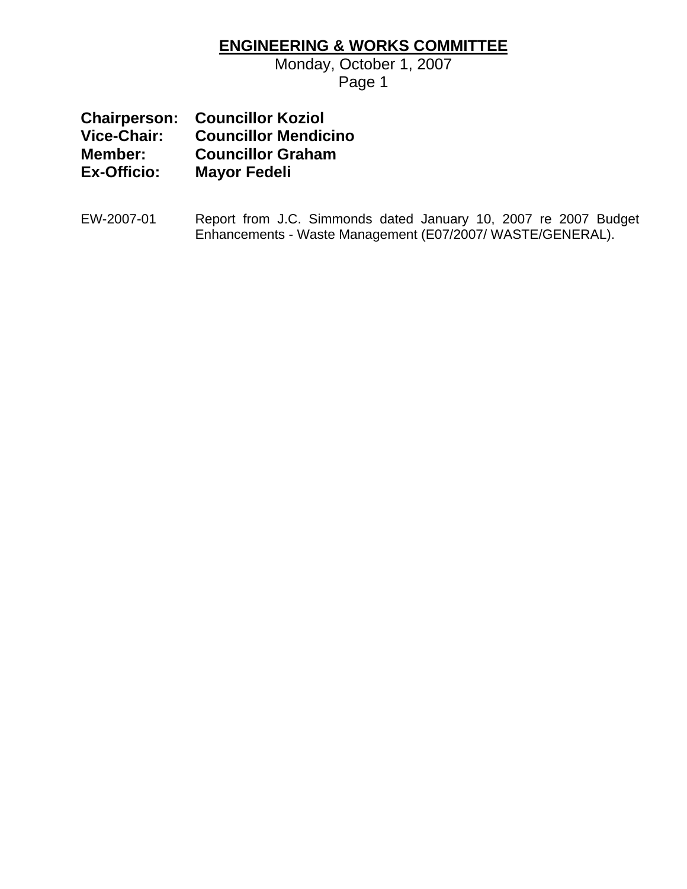# ENGINEERING & WORKS COMMITTEE

Monday, October 1, 2007

| | |
|---|---|
| **Chairperson:** | **Councillor Koziol** |
| **Vice-Chair:** | **Councillor Mendicino** |
| **Member:** | **Councillor Graham** |
| **Ex-Officio:** | **Mayor Fedeli** |

EW-2007-01 Report from J.C. Simmonds dated January 10, 2007 re 2007 Budget Enhancements - Waste Management (E07/2007/ WASTE/GENERAL).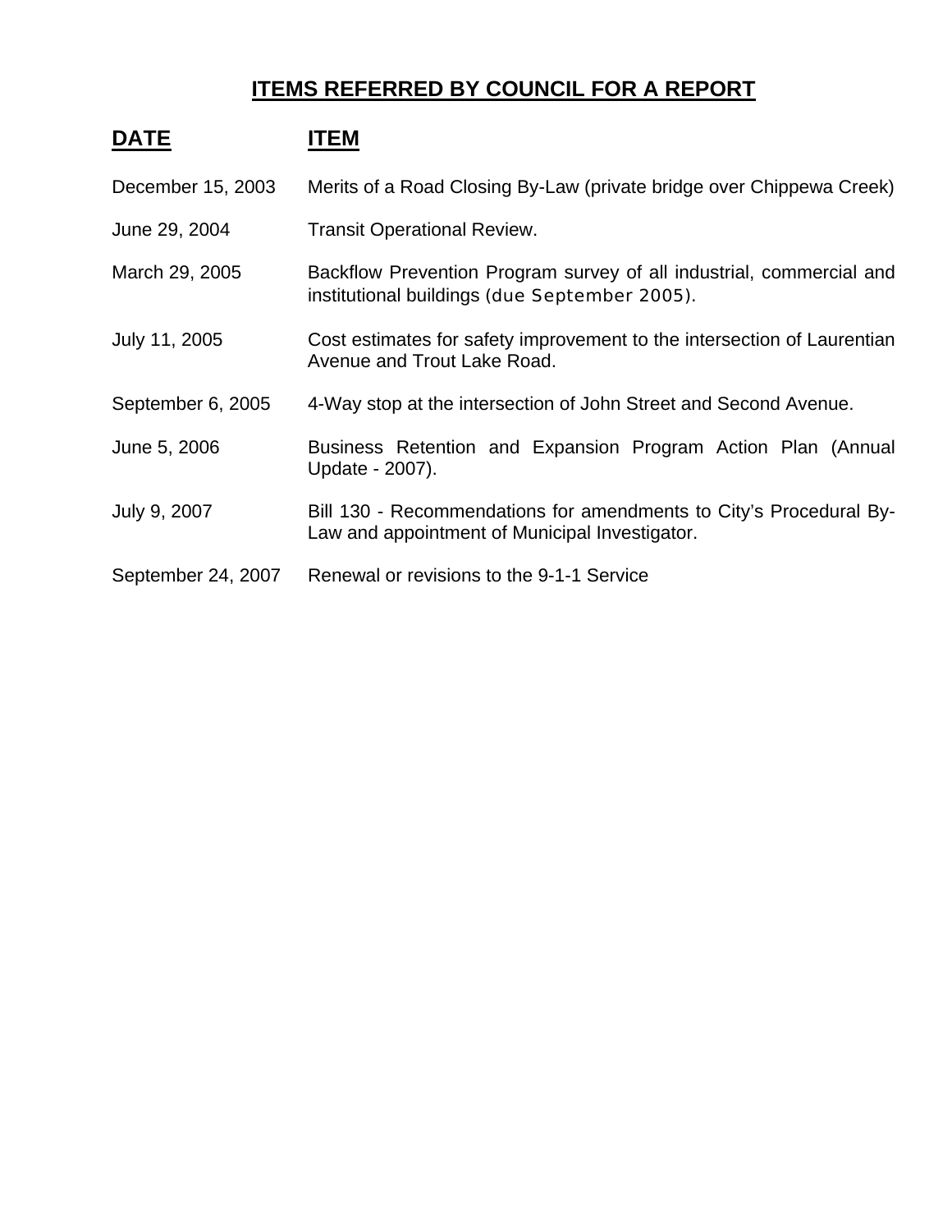# ITEMS REFERRED BY COUNCIL FOR A REPORT

| DATE | ITEM |
| --- | --- |
| December 15, 2003 | Merits of a Road Closing By-Law (private bridge over Chippewa Creek) |
| June 29, 2004 | Transit Operational Review. |
| March 29, 2005 | Backflow Prevention Program survey of all industrial, commercial and institutional buildings (due September 2005). |
| July 11, 2005 | Cost estimates for safety improvement to the intersection of Laurentian Avenue and Trout Lake Road. |
| September 6, 2005 | 4-Way stop at the intersection of John Street and Second Avenue. |
| June 5, 2006 | Business Retention and Expansion Program Action Plan (Annual Update - 2007). |
| July 9, 2007 | Bill 130 - Recommendations for amendments to City's Procedural By-Law and appointment of Municipal Investigator. |
| September 24, 2007 | Renewal or revisions to the 9-1-1 Service |